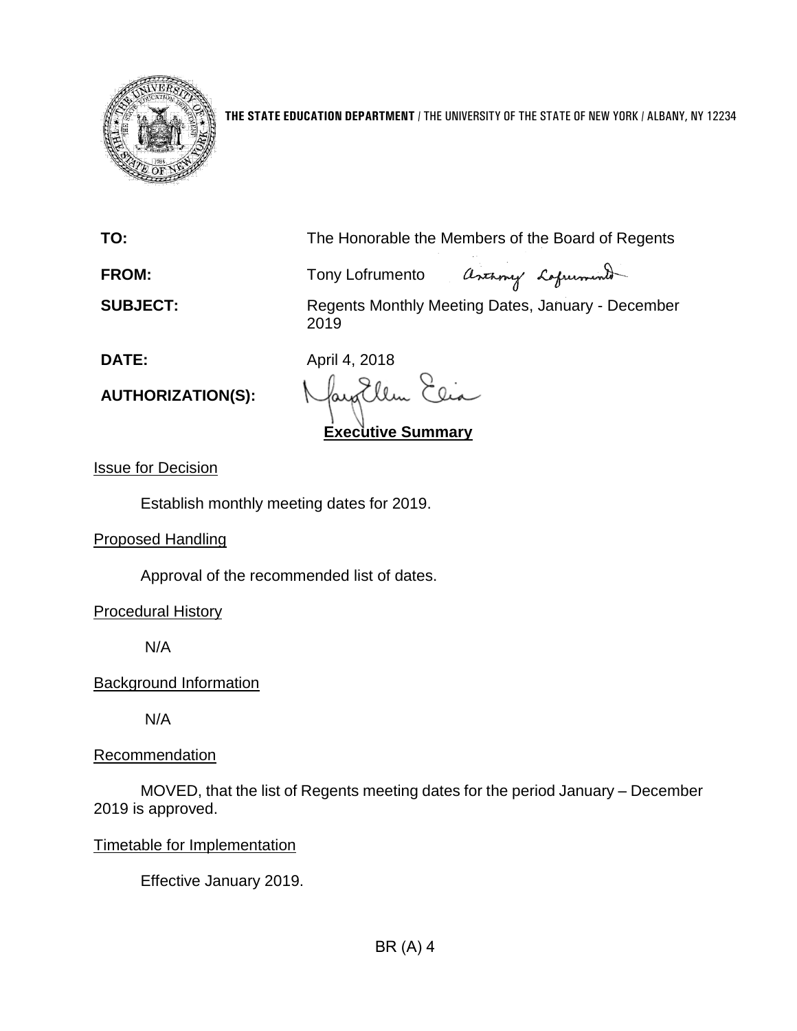**THE STATE EDUCATION DEPARTMENT** / THE UNIVERSITY OF THE STATE OF NEW YORK / ALBANY, NY 12234

**TO:** The Honorable the Members of the Board of Regents

**FROM:** Tony Lofrumento

**SUBJECT:** Regents Monthly Meeting Dates, January - December 2019

**DATE:** April 4, 2018

**AUTHORIZATION(S):**

## Executive Summary

Issue for Decision

Establish monthly meeting dates for 2019.

Proposed Handling

Approval of the recommended list of dates.

Procedural History

N/A

Background Information

N/A

Recommendation

MOVED, that the list of Regents meeting dates for the period January – December 2019 is approved.

Timetable for Implementation

Effective January 2019.

BR (A) 4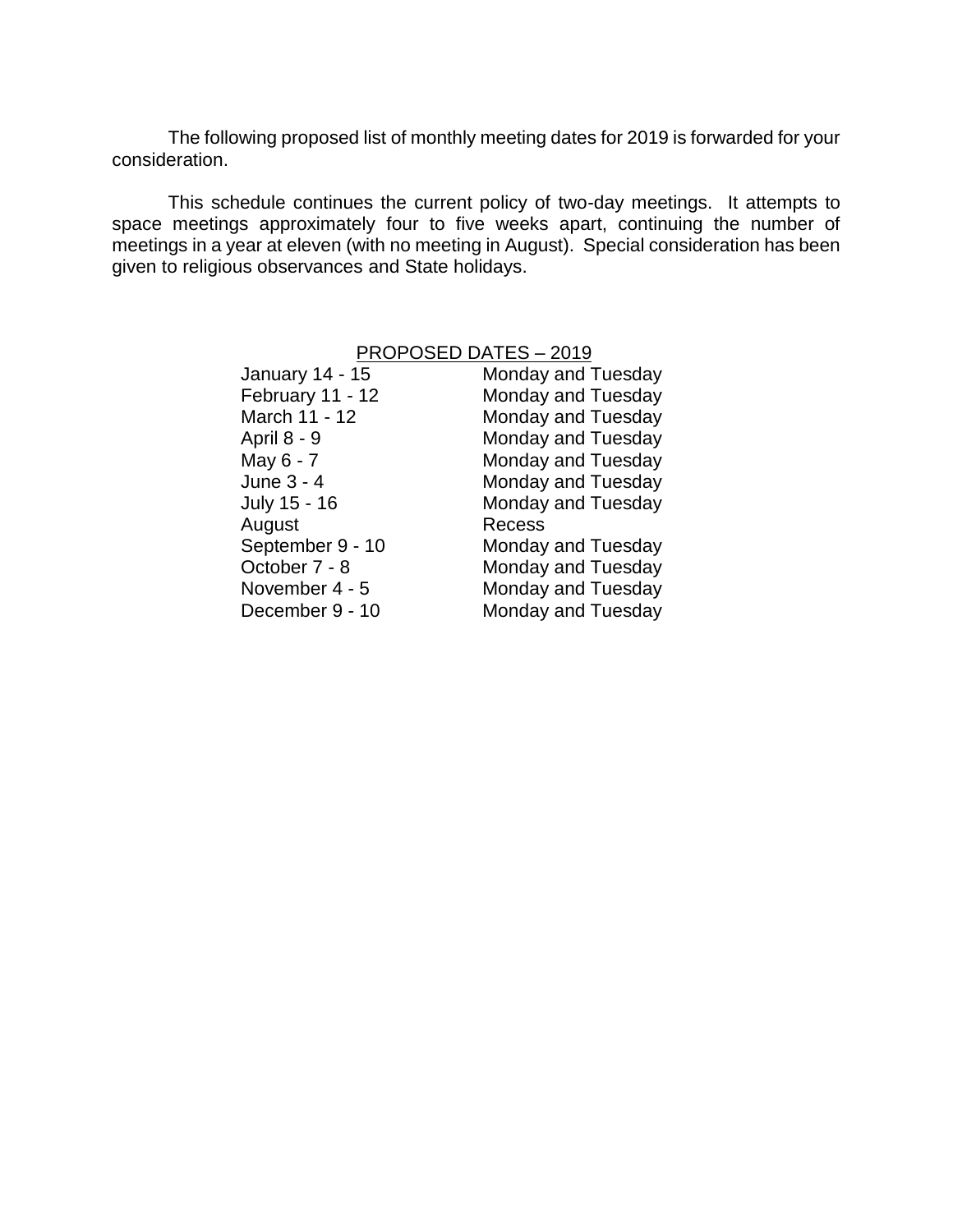The following proposed list of monthly meeting dates for 2019 is forwarded for your consideration.

This schedule continues the current policy of two-day meetings. It attempts to space meetings approximately four to five weeks apart, continuing the number of meetings in a year at eleven (with no meeting in August). Special consideration has been given to religious observances and State holidays.

<u>PROPOSED DATES – 2019</u>

| | |
|---|---|
| January 14 - 15 | Monday and Tuesday |
| February 11 - 12 | Monday and Tuesday |
| March 11 - 12 | Monday and Tuesday |
| April 8 - 9 | Monday and Tuesday |
| May 6 - 7 | Monday and Tuesday |
| June 3 - 4 | Monday and Tuesday |
| July 15 - 16 | Monday and Tuesday |
| August | Recess |
| September 9 - 10 | Monday and Tuesday |
| October 7 - 8 | Monday and Tuesday |
| November 4 - 5 | Monday and Tuesday |
| December 9 - 10 | Monday and Tuesday |